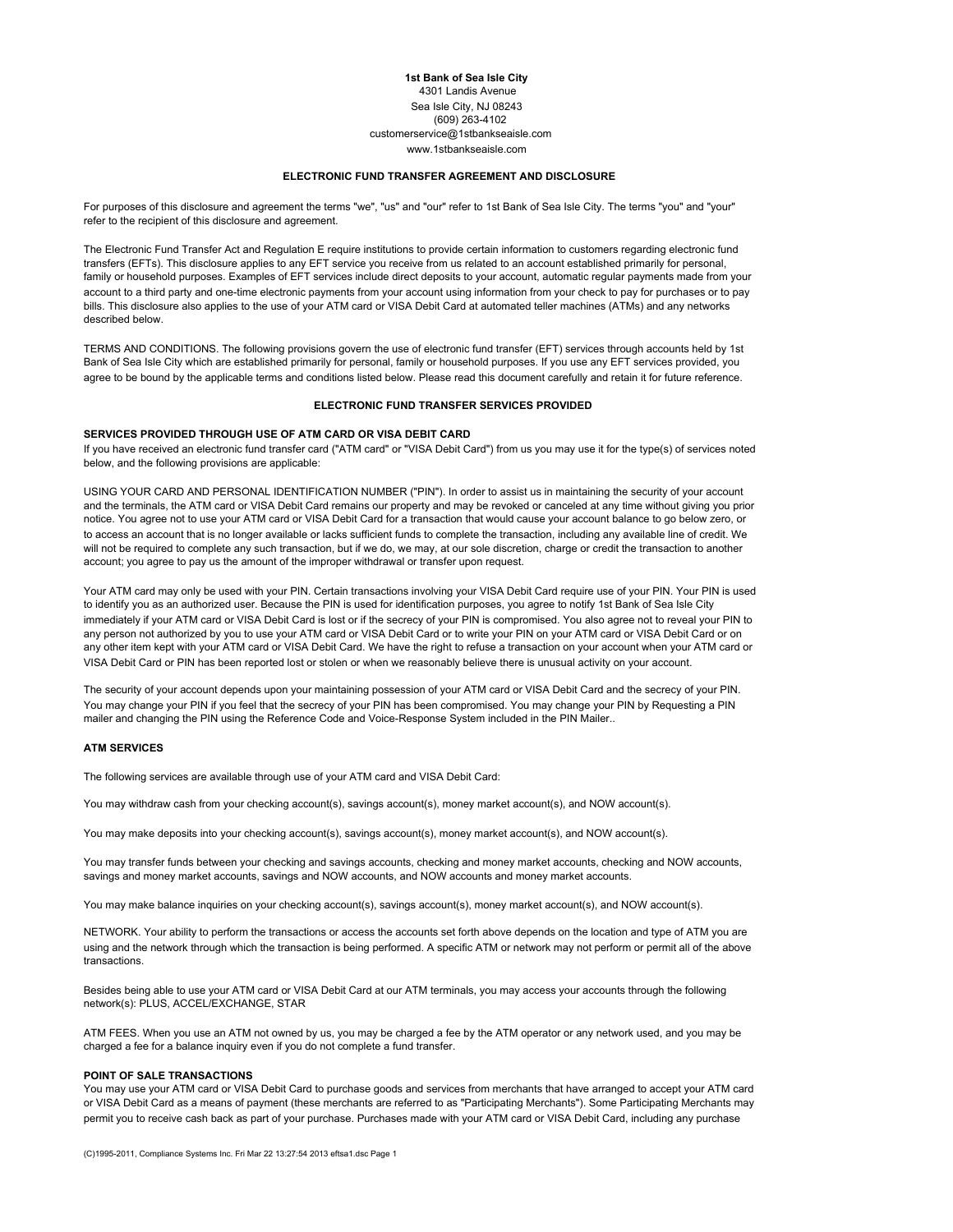**1st Bank of Sea Isle City**
4301 Landis Avenue
Sea Isle City, NJ 08243
(609) 263-4102
customerservice@1stbankseaisle.com
www.1stbankseaisle.com

## ELECTRONIC FUND TRANSFER AGREEMENT AND DISCLOSURE

For purposes of this disclosure and agreement the terms "we", "us" and "our" refer to 1st Bank of Sea Isle City. The terms "you" and "your" refer to the recipient of this disclosure and agreement.

The Electronic Fund Transfer Act and Regulation E require institutions to provide certain information to customers regarding electronic fund transfers (EFTs). This disclosure applies to any EFT service you receive from us related to an account established primarily for personal, family or household purposes. Examples of EFT services include direct deposits to your account, automatic regular payments made from your account to a third party and one-time electronic payments from your account using information from your check to pay for purchases or to pay bills. This disclosure also applies to the use of your ATM card or VISA Debit Card at automated teller machines (ATMs) and any networks described below.

TERMS AND CONDITIONS. The following provisions govern the use of electronic fund transfer (EFT) services through accounts held by 1st Bank of Sea Isle City which are established primarily for personal, family or household purposes. If you use any EFT services provided, you agree to be bound by the applicable terms and conditions listed below. Please read this document carefully and retain it for future reference.

## ELECTRONIC FUND TRANSFER SERVICES PROVIDED

### SERVICES PROVIDED THROUGH USE OF ATM CARD OR VISA DEBIT CARD

If you have received an electronic fund transfer card ("ATM card" or "VISA Debit Card") from us you may use it for the type(s) of services noted below, and the following provisions are applicable:

USING YOUR CARD AND PERSONAL IDENTIFICATION NUMBER ("PIN"). In order to assist us in maintaining the security of your account and the terminals, the ATM card or VISA Debit Card remains our property and may be revoked or canceled at any time without giving you prior notice. You agree not to use your ATM card or VISA Debit Card for a transaction that would cause your account balance to go below zero, or to access an account that is no longer available or lacks sufficient funds to complete the transaction, including any available line of credit. We will not be required to complete any such transaction, but if we do, we may, at our sole discretion, charge or credit the transaction to another account; you agree to pay us the amount of the improper withdrawal or transfer upon request.

Your ATM card may only be used with your PIN. Certain transactions involving your VISA Debit Card require use of your PIN. Your PIN is used to identify you as an authorized user. Because the PIN is used for identification purposes, you agree to notify 1st Bank of Sea Isle City immediately if your ATM card or VISA Debit Card is lost or if the secrecy of your PIN is compromised. You also agree not to reveal your PIN to any person not authorized by you to use your ATM card or VISA Debit Card or to write your PIN on your ATM card or VISA Debit Card or on any other item kept with your ATM card or VISA Debit Card. We have the right to refuse a transaction on your account when your ATM card or VISA Debit Card or PIN has been reported lost or stolen or when we reasonably believe there is unusual activity on your account.

The security of your account depends upon your maintaining possession of your ATM card or VISA Debit Card and the secrecy of your PIN. You may change your PIN if you feel that the secrecy of your PIN has been compromised. You may change your PIN by Requesting a PIN mailer and changing the PIN using the Reference Code and Voice-Response System included in the PIN Mailer..

### ATM SERVICES

The following services are available through use of your ATM card and VISA Debit Card:

You may withdraw cash from your checking account(s), savings account(s), money market account(s), and NOW account(s).

You may make deposits into your checking account(s), savings account(s), money market account(s), and NOW account(s).

You may transfer funds between your checking and savings accounts, checking and money market accounts, checking and NOW accounts, savings and money market accounts, savings and NOW accounts, and NOW accounts and money market accounts.

You may make balance inquiries on your checking account(s), savings account(s), money market account(s), and NOW account(s).

NETWORK. Your ability to perform the transactions or access the accounts set forth above depends on the location and type of ATM you are using and the network through which the transaction is being performed. A specific ATM or network may not perform or permit all of the above transactions.

Besides being able to use your ATM card or VISA Debit Card at our ATM terminals, you may access your accounts through the following network(s): PLUS, ACCEL/EXCHANGE, STAR

ATM FEES. When you use an ATM not owned by us, you may be charged a fee by the ATM operator or any network used, and you may be charged a fee for a balance inquiry even if you do not complete a fund transfer.

### POINT OF SALE TRANSACTIONS

You may use your ATM card or VISA Debit Card to purchase goods and services from merchants that have arranged to accept your ATM card or VISA Debit Card as a means of payment (these merchants are referred to as "Participating Merchants"). Some Participating Merchants may permit you to receive cash back as part of your purchase. Purchases made with your ATM card or VISA Debit Card, including any purchase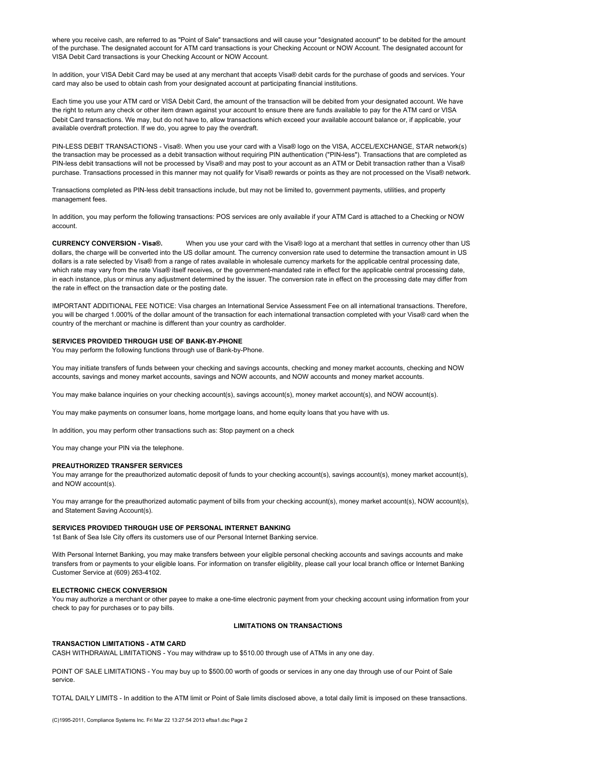where you receive cash, are referred to as "Point of Sale" transactions and will cause your "designated account" to be debited for the amount of the purchase. The designated account for ATM card transactions is your Checking Account or NOW Account. The designated account for VISA Debit Card transactions is your Checking Account or NOW Account.

In addition, your VISA Debit Card may be used at any merchant that accepts Visa® debit cards for the purchase of goods and services. Your card may also be used to obtain cash from your designated account at participating financial institutions.

Each time you use your ATM card or VISA Debit Card, the amount of the transaction will be debited from your designated account. We have the right to return any check or other item drawn against your account to ensure there are funds available to pay for the ATM card or VISA Debit Card transactions. We may, but do not have to, allow transactions which exceed your available account balance or, if applicable, your available overdraft protection. If we do, you agree to pay the overdraft.

PIN-LESS DEBIT TRANSACTIONS - Visa®. When you use your card with a Visa® logo on the VISA, ACCEL/EXCHANGE, STAR network(s) the transaction may be processed as a debit transaction without requiring PIN authentication ("PIN-less"). Transactions that are completed as PIN-less debit transactions will not be processed by Visa® and may post to your account as an ATM or Debit transaction rather than a Visa® purchase. Transactions processed in this manner may not qualify for Visa® rewards or points as they are not processed on the Visa® network.

Transactions completed as PIN-less debit transactions include, but may not be limited to, government payments, utilities, and property management fees.

In addition, you may perform the following transactions: POS services are only available if your ATM Card is attached to a Checking or NOW account.

**CURRENCY CONVERSION - Visa®.** When you use your card with the Visa® logo at a merchant that settles in currency other than US dollars, the charge will be converted into the US dollar amount. The currency conversion rate used to determine the transaction amount in US dollars is a rate selected by Visa® from a range of rates available in wholesale currency markets for the applicable central processing date, which rate may vary from the rate Visa® itself receives, or the government-mandated rate in effect for the applicable central processing date, in each instance, plus or minus any adjustment determined by the issuer. The conversion rate in effect on the processing date may differ from the rate in effect on the transaction date or the posting date.

IMPORTANT ADDITIONAL FEE NOTICE: Visa charges an International Service Assessment Fee on all international transactions. Therefore, you will be charged 1.000% of the dollar amount of the transaction for each international transaction completed with your Visa® card when the country of the merchant or machine is different than your country as cardholder.

**SERVICES PROVIDED THROUGH USE OF BANK-BY-PHONE**

You may perform the following functions through use of Bank-by-Phone.

You may initiate transfers of funds between your checking and savings accounts, checking and money market accounts, checking and NOW accounts, savings and money market accounts, savings and NOW accounts, and NOW accounts and money market accounts.

You may make balance inquiries on your checking account(s), savings account(s), money market account(s), and NOW account(s).

You may make payments on consumer loans, home mortgage loans, and home equity loans that you have with us.

In addition, you may perform other transactions such as: Stop payment on a check

You may change your PIN via the telephone.

**PREAUTHORIZED TRANSFER SERVICES**

You may arrange for the preauthorized automatic deposit of funds to your checking account(s), savings account(s), money market account(s), and NOW account(s).

You may arrange for the preauthorized automatic payment of bills from your checking account(s), money market account(s), NOW account(s), and Statement Saving Account(s).

**SERVICES PROVIDED THROUGH USE OF PERSONAL INTERNET BANKING**

1st Bank of Sea Isle City offers its customers use of our Personal Internet Banking service.

With Personal Internet Banking, you may make transfers between your eligible personal checking accounts and savings accounts and make transfers from or payments to your eligible loans. For information on transfer eligiblity, please call your local branch office or Internet Banking Customer Service at (609) 263-4102.

**ELECTRONIC CHECK CONVERSION**

You may authorize a merchant or other payee to make a one-time electronic payment from your checking account using information from your check to pay for purchases or to pay bills.

**LIMITATIONS ON TRANSACTIONS**

**TRANSACTION LIMITATIONS - ATM CARD**

CASH WITHDRAWAL LIMITATIONS - You may withdraw up to $510.00 through use of ATMs in any one day.

POINT OF SALE LIMITATIONS - You may buy up to $500.00 worth of goods or services in any one day through use of our Point of Sale service.

TOTAL DAILY LIMITS - In addition to the ATM limit or Point of Sale limits disclosed above, a total daily limit is imposed on these transactions.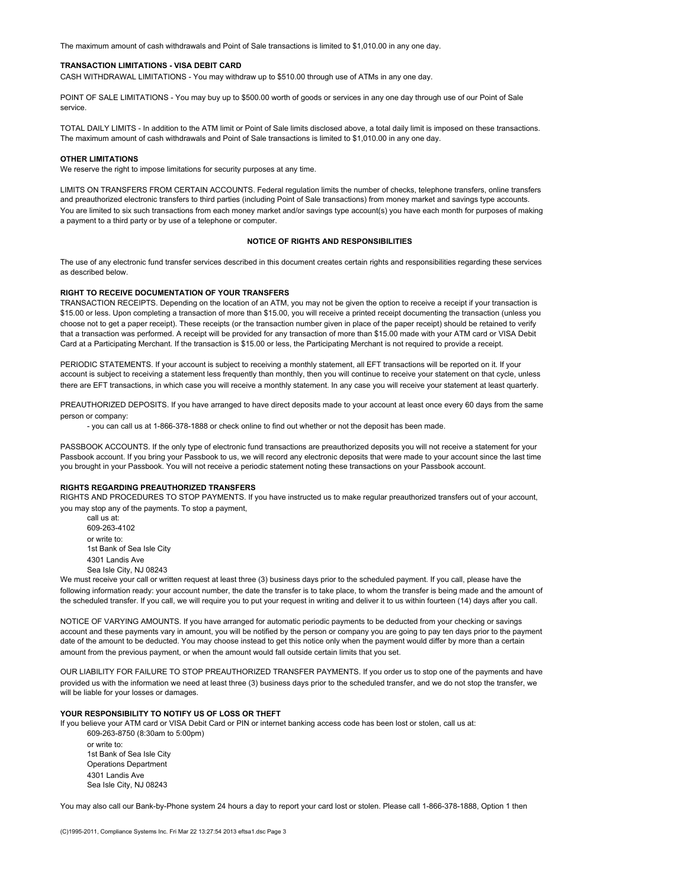The maximum amount of cash withdrawals and Point of Sale transactions is limited to $1,010.00 in any one day.

**TRANSACTION LIMITATIONS - VISA DEBIT CARD**

CASH WITHDRAWAL LIMITATIONS - You may withdraw up to $510.00 through use of ATMs in any one day.

POINT OF SALE LIMITATIONS - You may buy up to $500.00 worth of goods or services in any one day through use of our Point of Sale service.

TOTAL DAILY LIMITS - In addition to the ATM limit or Point of Sale limits disclosed above, a total daily limit is imposed on these transactions. The maximum amount of cash withdrawals and Point of Sale transactions is limited to $1,010.00 in any one day.

**OTHER LIMITATIONS**

We reserve the right to impose limitations for security purposes at any time.

LIMITS ON TRANSFERS FROM CERTAIN ACCOUNTS. Federal regulation limits the number of checks, telephone transfers, online transfers and preauthorized electronic transfers to third parties (including Point of Sale transactions) from money market and savings type accounts. You are limited to six such transactions from each money market and/or savings type account(s) you have each month for purposes of making a payment to a third party or by use of a telephone or computer.

**NOTICE OF RIGHTS AND RESPONSIBILITIES**

The use of any electronic fund transfer services described in this document creates certain rights and responsibilities regarding these services as described below.

**RIGHT TO RECEIVE DOCUMENTATION OF YOUR TRANSFERS**

TRANSACTION RECEIPTS. Depending on the location of an ATM, you may not be given the option to receive a receipt if your transaction is $15.00 or less. Upon completing a transaction of more than $15.00, you will receive a printed receipt documenting the transaction (unless you choose not to get a paper receipt). These receipts (or the transaction number given in place of the paper receipt) should be retained to verify that a transaction was performed. A receipt will be provided for any transaction of more than $15.00 made with your ATM card or VISA Debit Card at a Participating Merchant. If the transaction is $15.00 or less, the Participating Merchant is not required to provide a receipt.

PERIODIC STATEMENTS. If your account is subject to receiving a monthly statement, all EFT transactions will be reported on it. If your account is subject to receiving a statement less frequently than monthly, then you will continue to receive your statement on that cycle, unless there are EFT transactions, in which case you will receive a monthly statement. In any case you will receive your statement at least quarterly.

PREAUTHORIZED DEPOSITS. If you have arranged to have direct deposits made to your account at least once every 60 days from the same person or company:

- you can call us at 1-866-378-1888 or check online to find out whether or not the deposit has been made.

PASSBOOK ACCOUNTS. If the only type of electronic fund transactions are preauthorized deposits you will not receive a statement for your Passbook account. If you bring your Passbook to us, we will record any electronic deposits that were made to your account since the last time you brought in your Passbook. You will not receive a periodic statement noting these transactions on your Passbook account.

**RIGHTS REGARDING PREAUTHORIZED TRANSFERS**

RIGHTS AND PROCEDURES TO STOP PAYMENTS. If you have instructed us to make regular preauthorized transfers out of your account, you may stop any of the payments. To stop a payment,

call us at:
609-263-4102
or write to:
1st Bank of Sea Isle City
4301 Landis Ave
Sea Isle City, NJ 08243

We must receive your call or written request at least three (3) business days prior to the scheduled payment. If you call, please have the following information ready: your account number, the date the transfer is to take place, to whom the transfer is being made and the amount of the scheduled transfer. If you call, we will require you to put your request in writing and deliver it to us within fourteen (14) days after you call.

NOTICE OF VARYING AMOUNTS. If you have arranged for automatic periodic payments to be deducted from your checking or savings account and these payments vary in amount, you will be notified by the person or company you are going to pay ten days prior to the payment date of the amount to be deducted. You may choose instead to get this notice only when the payment would differ by more than a certain amount from the previous payment, or when the amount would fall outside certain limits that you set.

OUR LIABILITY FOR FAILURE TO STOP PREAUTHORIZED TRANSFER PAYMENTS. If you order us to stop one of the payments and have provided us with the information we need at least three (3) business days prior to the scheduled transfer, and we do not stop the transfer, we will be liable for your losses or damages.

**YOUR RESPONSIBILITY TO NOTIFY US OF LOSS OR THEFT**

If you believe your ATM card or VISA Debit Card or PIN or internet banking access code has been lost or stolen, call us at:

609-263-8750 (8:30am to 5:00pm)
or write to:
1st Bank of Sea Isle City
Operations Department
4301 Landis Ave
Sea Isle City, NJ 08243

You may also call our Bank-by-Phone system 24 hours a day to report your card lost or stolen. Please call 1-866-378-1888, Option 1 then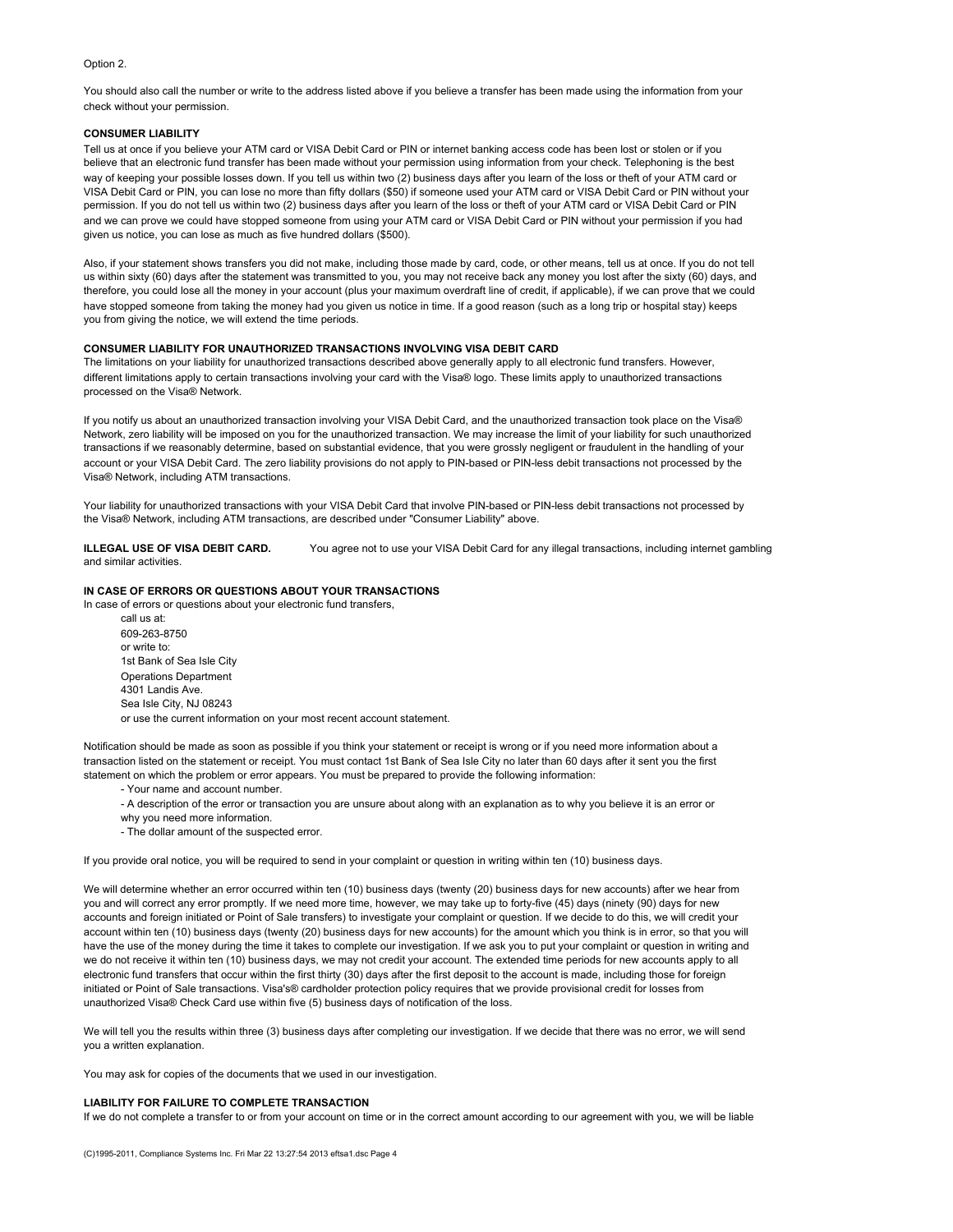Option 2.

You should also call the number or write to the address listed above if you believe a transfer has been made using the information from your check without your permission.

**CONSUMER LIABILITY**

Tell us at once if you believe your ATM card or VISA Debit Card or PIN or internet banking access code has been lost or stolen or if you believe that an electronic fund transfer has been made without your permission using information from your check. Telephoning is the best way of keeping your possible losses down. If you tell us within two (2) business days after you learn of the loss or theft of your ATM card or VISA Debit Card or PIN, you can lose no more than fifty dollars ($50) if someone used your ATM card or VISA Debit Card or PIN without your permission. If you do not tell us within two (2) business days after you learn of the loss or theft of your ATM card or VISA Debit Card or PIN and we can prove we could have stopped someone from using your ATM card or VISA Debit Card or PIN without your permission if you had given us notice, you can lose as much as five hundred dollars ($500).

Also, if your statement shows transfers you did not make, including those made by card, code, or other means, tell us at once. If you do not tell us within sixty (60) days after the statement was transmitted to you, you may not receive back any money you lost after the sixty (60) days, and therefore, you could lose all the money in your account (plus your maximum overdraft line of credit, if applicable), if we can prove that we could have stopped someone from taking the money had you given us notice in time. If a good reason (such as a long trip or hospital stay) keeps you from giving the notice, we will extend the time periods.

**CONSUMER LIABILITY FOR UNAUTHORIZED TRANSACTIONS INVOLVING VISA DEBIT CARD**

The limitations on your liability for unauthorized transactions described above generally apply to all electronic fund transfers. However, different limitations apply to certain transactions involving your card with the Visa® logo. These limits apply to unauthorized transactions processed on the Visa® Network.

If you notify us about an unauthorized transaction involving your VISA Debit Card, and the unauthorized transaction took place on the Visa® Network, zero liability will be imposed on you for the unauthorized transaction. We may increase the limit of your liability for such unauthorized transactions if we reasonably determine, based on substantial evidence, that you were grossly negligent or fraudulent in the handling of your account or your VISA Debit Card. The zero liability provisions do not apply to PIN-based or PIN-less debit transactions not processed by the Visa® Network, including ATM transactions.

Your liability for unauthorized transactions with your VISA Debit Card that involve PIN-based or PIN-less debit transactions not processed by the Visa® Network, including ATM transactions, are described under "Consumer Liability" above.

**ILLEGAL USE OF VISA DEBIT CARD.** You agree not to use your VISA Debit Card for any illegal transactions, including internet gambling and similar activities.

**IN CASE OF ERRORS OR QUESTIONS ABOUT YOUR TRANSACTIONS**

In case of errors or questions about your electronic fund transfers,

call us at:
609-263-8750
or write to:
1st Bank of Sea Isle City
Operations Department
4301 Landis Ave.
Sea Isle City, NJ 08243
or use the current information on your most recent account statement.

Notification should be made as soon as possible if you think your statement or receipt is wrong or if you need more information about a transaction listed on the statement or receipt. You must contact 1st Bank of Sea Isle City no later than 60 days after it sent you the first statement on which the problem or error appears. You must be prepared to provide the following information:

- Your name and account number.
- A description of the error or transaction you are unsure about along with an explanation as to why you believe it is an error or why you need more information.
- The dollar amount of the suspected error.

If you provide oral notice, you will be required to send in your complaint or question in writing within ten (10) business days.

We will determine whether an error occurred within ten (10) business days (twenty (20) business days for new accounts) after we hear from you and will correct any error promptly. If we need more time, however, we may take up to forty-five (45) days (ninety (90) days for new accounts and foreign initiated or Point of Sale transfers) to investigate your complaint or question. If we decide to do this, we will credit your account within ten (10) business days (twenty (20) business days for new accounts) for the amount which you think is in error, so that you will have the use of the money during the time it takes to complete our investigation. If we ask you to put your complaint or question in writing and we do not receive it within ten (10) business days, we may not credit your account. The extended time periods for new accounts apply to all electronic fund transfers that occur within the first thirty (30) days after the first deposit to the account is made, including those for foreign initiated or Point of Sale transactions. Visa's® cardholder protection policy requires that we provide provisional credit for losses from unauthorized Visa® Check Card use within five (5) business days of notification of the loss.

We will tell you the results within three (3) business days after completing our investigation. If we decide that there was no error, we will send you a written explanation.

You may ask for copies of the documents that we used in our investigation.

**LIABILITY FOR FAILURE TO COMPLETE TRANSACTION**

If we do not complete a transfer to or from your account on time or in the correct amount according to our agreement with you, we will be liable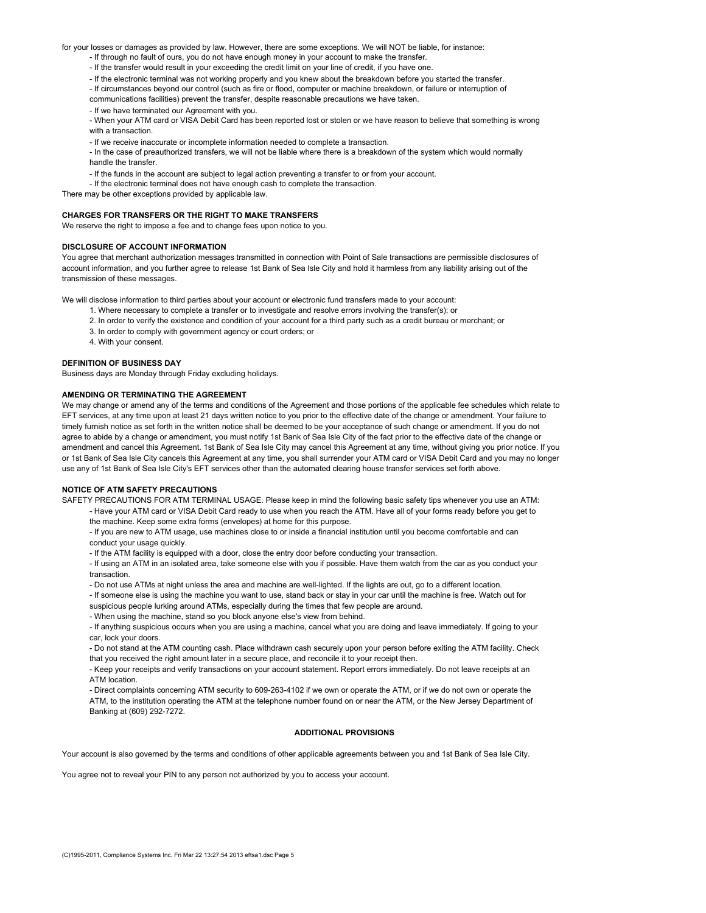for your losses or damages as provided by law. However, there are some exceptions. We will NOT be liable, for instance:

- If through no fault of ours, you do not have enough money in your account to make the transfer.
- If the transfer would result in your exceeding the credit limit on your line of credit, if you have one.
- If the electronic terminal was not working properly and you knew about the breakdown before you started the transfer.
- If circumstances beyond our control (such as fire or flood, computer or machine breakdown, or failure or interruption of communications facilities) prevent the transfer, despite reasonable precautions we have taken.
- If we have terminated our Agreement with you.
- When your ATM card or VISA Debit Card has been reported lost or stolen or we have reason to believe that something is wrong with a transaction.
- If we receive inaccurate or incomplete information needed to complete a transaction.
- In the case of preauthorized transfers, we will not be liable where there is a breakdown of the system which would normally handle the transfer.
- If the funds in the account are subject to legal action preventing a transfer to or from your account.
- If the electronic terminal does not have enough cash to complete the transaction.

There may be other exceptions provided by applicable law.

**CHARGES FOR TRANSFERS OR THE RIGHT TO MAKE TRANSFERS**

We reserve the right to impose a fee and to change fees upon notice to you.

**DISCLOSURE OF ACCOUNT INFORMATION**

You agree that merchant authorization messages transmitted in connection with Point of Sale transactions are permissible disclosures of account information, and you further agree to release 1st Bank of Sea Isle City and hold it harmless from any liability arising out of the transmission of these messages.

We will disclose information to third parties about your account or electronic fund transfers made to your account:

1. Where necessary to complete a transfer or to investigate and resolve errors involving the transfer(s); or
2. In order to verify the existence and condition of your account for a third party such as a credit bureau or merchant; or
3. In order to comply with government agency or court orders; or
4. With your consent.

**DEFINITION OF BUSINESS DAY**

Business days are Monday through Friday excluding holidays.

**AMENDING OR TERMINATING THE AGREEMENT**

We may change or amend any of the terms and conditions of the Agreement and those portions of the applicable fee schedules which relate to EFT services, at any time upon at least 21 days written notice to you prior to the effective date of the change or amendment. Your failure to timely furnish notice as set forth in the written notice shall be deemed to be your acceptance of such change or amendment. If you do not agree to abide by a change or amendment, you must notify 1st Bank of Sea Isle City of the fact prior to the effective date of the change or amendment and cancel this Agreement. 1st Bank of Sea Isle City may cancel this Agreement at any time, without giving you prior notice. If you or 1st Bank of Sea Isle City cancels this Agreement at any time, you shall surrender your ATM card or VISA Debit Card and you may no longer use any of 1st Bank of Sea Isle City's EFT services other than the automated clearing house transfer services set forth above.

**NOTICE OF ATM SAFETY PRECAUTIONS**

SAFETY PRECAUTIONS FOR ATM TERMINAL USAGE. Please keep in mind the following basic safety tips whenever you use an ATM:

- Have your ATM card or VISA Debit Card ready to use when you reach the ATM. Have all of your forms ready before you get to the machine. Keep some extra forms (envelopes) at home for this purpose.
- If you are new to ATM usage, use machines close to or inside a financial institution until you become comfortable and can conduct your usage quickly.
- If the ATM facility is equipped with a door, close the entry door before conducting your transaction.
- If using an ATM in an isolated area, take someone else with you if possible. Have them watch from the car as you conduct your transaction.
- Do not use ATMs at night unless the area and machine are well-lighted. If the lights are out, go to a different location.
- If someone else is using the machine you want to use, stand back or stay in your car until the machine is free. Watch out for suspicious people lurking around ATMs, especially during the times that few people are around.
- When using the machine, stand so you block anyone else's view from behind.
- If anything suspicious occurs when you are using a machine, cancel what you are doing and leave immediately. If going to your car, lock your doors.
- Do not stand at the ATM counting cash. Place withdrawn cash securely upon your person before exiting the ATM facility. Check that you received the right amount later in a secure place, and reconcile it to your receipt then.
- Keep your receipts and verify transactions on your account statement. Report errors immediately. Do not leave receipts at an ATM location.
- Direct complaints concerning ATM security to 609-263-4102 if we own or operate the ATM, or if we do not own or operate the ATM, to the institution operating the ATM at the telephone number found on or near the ATM, or the New Jersey Department of Banking at (609) 292-7272.

**ADDITIONAL PROVISIONS**

Your account is also governed by the terms and conditions of other applicable agreements between you and 1st Bank of Sea Isle City.

You agree not to reveal your PIN to any person not authorized by you to access your account.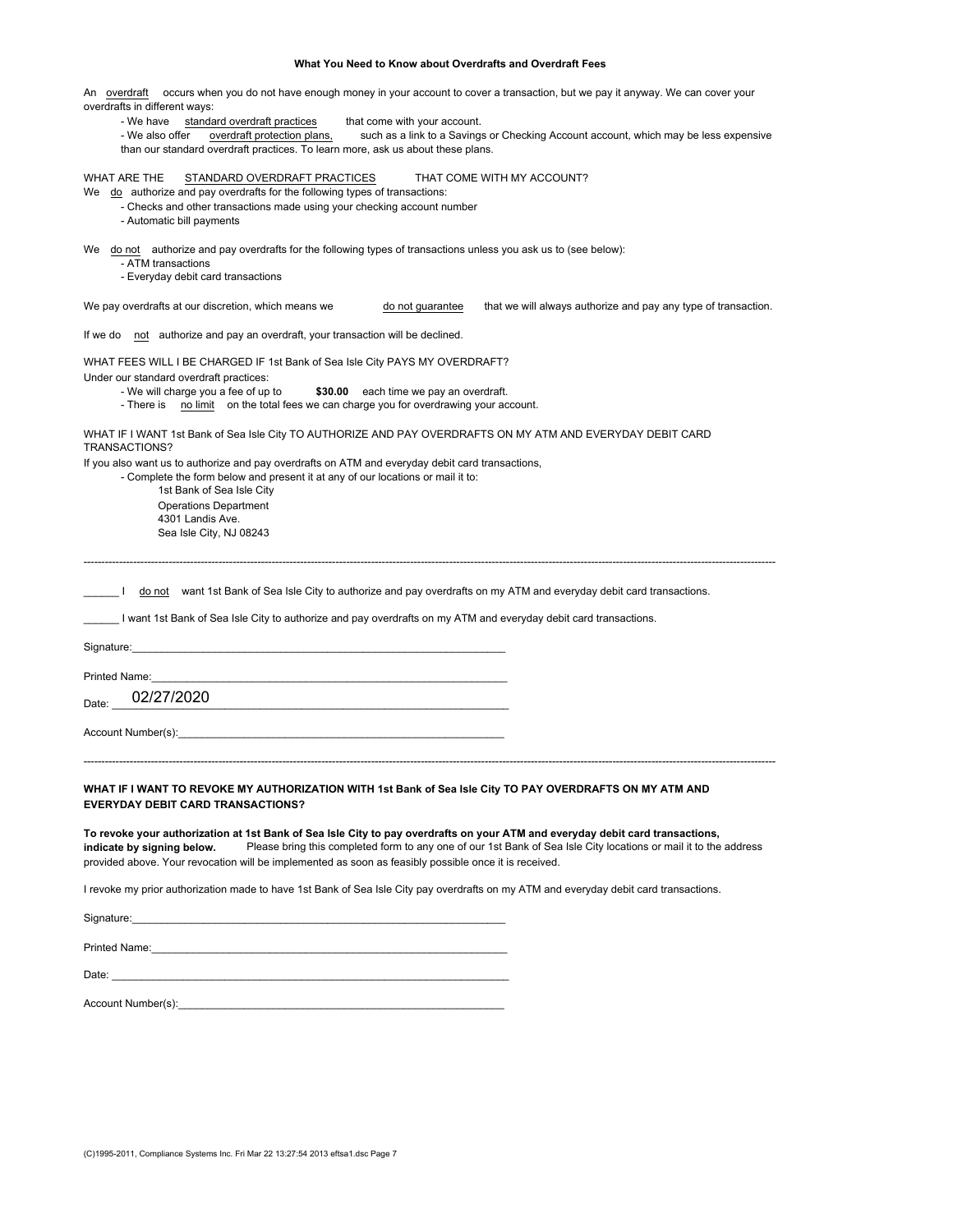## What You Need to Know about Overdrafts and Overdraft Fees

An overdraft occurs when you do not have enough money in your account to cover a transaction, but we pay it anyway. We can cover your overdrafts in different ways:

- We have standard overdraft practices that come with your account.
- We also offer overdraft protection plans, such as a link to a Savings or Checking Account account, which may be less expensive than our standard overdraft practices. To learn more, ask us about these plans.

WHAT ARE THE STANDARD OVERDRAFT PRACTICES THAT COME WITH MY ACCOUNT?

We do authorize and pay overdrafts for the following types of transactions:

- Checks and other transactions made using your checking account number
- Automatic bill payments

We do not authorize and pay overdrafts for the following types of transactions unless you ask us to (see below):

- ATM transactions
- Everyday debit card transactions

We pay overdrafts at our discretion, which means we do not guarantee that we will always authorize and pay any type of transaction.

If we do not authorize and pay an overdraft, your transaction will be declined.

WHAT FEES WILL I BE CHARGED IF 1st Bank of Sea Isle City PAYS MY OVERDRAFT?

Under our standard overdraft practices:

- We will charge you a fee of up to **$30.00** each time we pay an overdraft.
- There is no limit on the total fees we can charge you for overdrawing your account.

WHAT IF I WANT 1st Bank of Sea Isle City TO AUTHORIZE AND PAY OVERDRAFTS ON MY ATM AND EVERYDAY DEBIT CARD TRANSACTIONS?

If you also want us to authorize and pay overdrafts on ATM and everyday debit card transactions,

- Complete the form below and present it at any of our locations or mail it to:

  1st Bank of Sea Isle City
  Operations Department
  4301 Landis Ave.
  Sea Isle City, NJ 08243

---

______ I do not want 1st Bank of Sea Isle City to authorize and pay overdrafts on my ATM and everyday debit card transactions.

______ I want 1st Bank of Sea Isle City to authorize and pay overdrafts on my ATM and everyday debit card transactions.

Signature:______________________________________________

Printed Name:___________________________________________

Date: 02/27/2020

Account Number(s):______________________________________

---

**WHAT IF I WANT TO REVOKE MY AUTHORIZATION WITH 1st Bank of Sea Isle City TO PAY OVERDRAFTS ON MY ATM AND EVERYDAY DEBIT CARD TRANSACTIONS?**

**To revoke your authorization at 1st Bank of Sea Isle City to pay overdrafts on your ATM and everyday debit card transactions, indicate by signing below.** Please bring this completed form to any one of our 1st Bank of Sea Isle City locations or mail it to the address provided above. Your revocation will be implemented as soon as feasibly possible once it is received.

I revoke my prior authorization made to have 1st Bank of Sea Isle City pay overdrafts on my ATM and everyday debit card transactions.

Signature:______________________________________________

Printed Name:___________________________________________

Date: __________________________________________________

Account Number(s):______________________________________

(C)1995-2011, Compliance Systems Inc. Fri Mar 22 13:27:54 2013 eftsa1.dsc Page 7